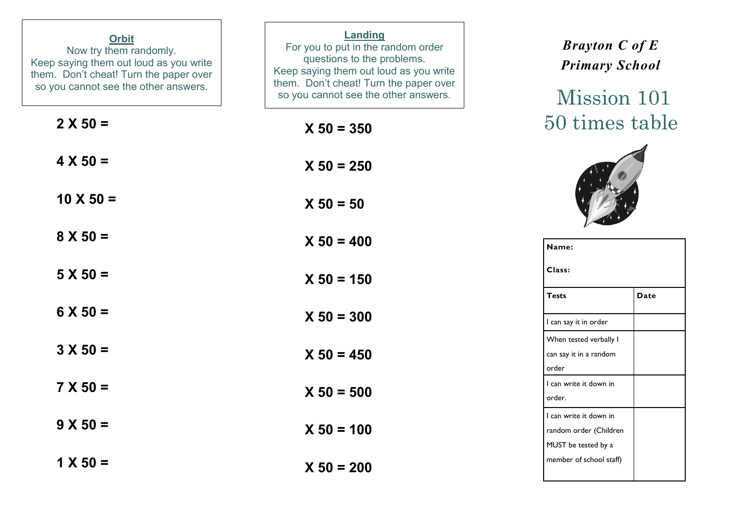## Orbit

Now try them randomly.
Keep saying them out loud as you write them. Don't cheat! Turn the paper over so you cannot see the other answers.

**2 X 50 =**

**4 X 50 =**

**10 X 50 =**

**8 X 50 =**

**5 X 50 =**

**6 X 50 =**

**3 X 50 =**

**7 X 50 =**

**9 X 50 =**

**1 X 50 =**

## Landing

For you to put in the random order questions to the problems.
Keep saying them out loud as you write them. Don't cheat! Turn the paper over so you cannot see the other answers.

**X 50 = 350**

**X 50 = 250**

**X 50 = 50**

**X 50 = 400**

**X 50 = 150**

**X 50 = 300**

**X 50 = 450**

**X 50 = 500**

**X 50 = 100**

**X 50 = 200**

***Brayton C of E Primary School***

# Mission 101
# 50 times table

| **Name:**<br><br>**Class:** | |
|---|---|
| **Tests** | **Date** |
| I can say it in order | |
| When tested verbally I can say it in a random order | |
| I can write it down in order. | |
| I can write it down in random order (Children MUST be tested by a member of school staff) | |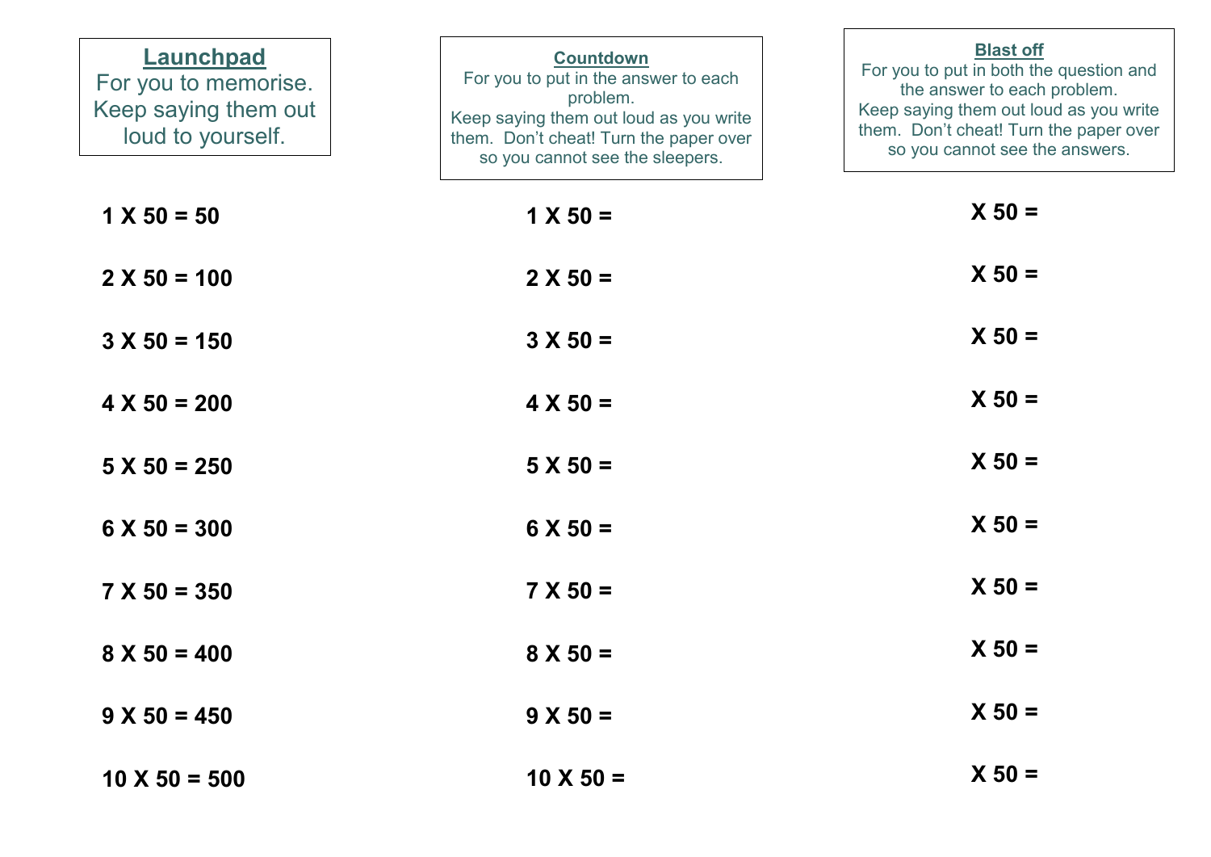| Launchpad<br>For you to memorise. Keep saying them out loud to yourself. | Countdown<br>For you to put in the answer to each problem. Keep saying them out loud as you write them. Don't cheat! Turn the paper over so you cannot see the sleepers. | Blast off<br>For you to put in both the question and the answer to each problem. Keep saying them out loud as you write them. Don't cheat! Turn the paper over so you cannot see the answers. |
| --- | --- | --- |
| **1 X 50 = 50** | **1 X 50 =** | **X 50 =** |
| **2 X 50 = 100** | **2 X 50 =** | **X 50 =** |
| **3 X 50 = 150** | **3 X 50 =** | **X 50 =** |
| **4 X 50 = 200** | **4 X 50 =** | **X 50 =** |
| **5 X 50 = 250** | **5 X 50 =** | **X 50 =** |
| **6 X 50 = 300** | **6 X 50 =** | **X 50 =** |
| **7 X 50 = 350** | **7 X 50 =** | **X 50 =** |
| **8 X 50 = 400** | **8 X 50 =** | **X 50 =** |
| **9 X 50 = 450** | **9 X 50 =** | **X 50 =** |
| **10 X 50 = 500** | **10 X 50 =** | **X 50 =** |